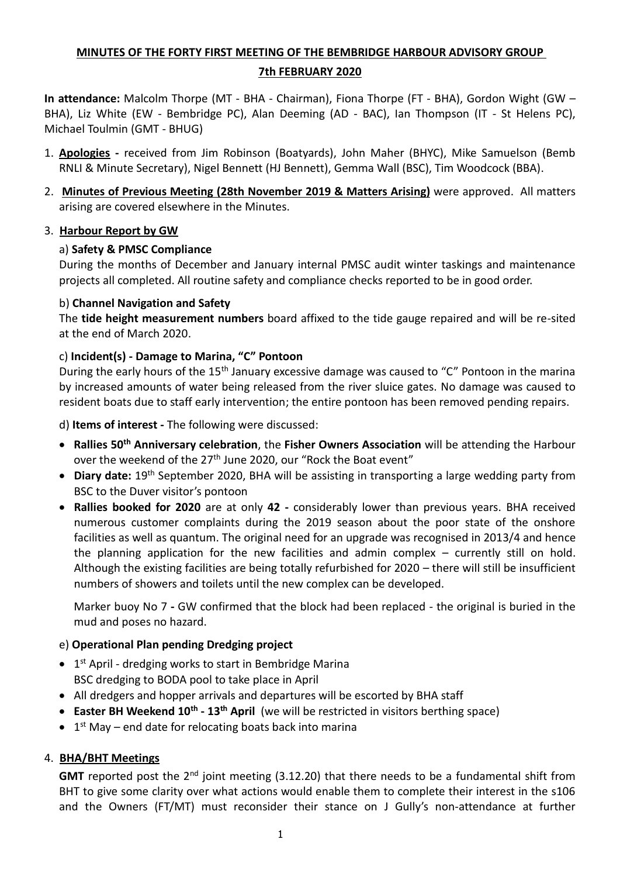**MINUTES OF THE FORTY FIRST MEETING OF THE BEMBRIDGE HARBOUR ADVISORY GROUP**

**7th FEBRUARY 2020**

**In attendance:** Malcolm Thorpe (MT - BHA - Chairman), Fiona Thorpe (FT - BHA), Gordon Wight (GW – BHA), Liz White (EW - Bembridge PC), Alan Deeming (AD - BAC), Ian Thompson (IT - St Helens PC), Michael Toulmin (GMT - BHUG)

1. **Apologies -** received from Jim Robinson (Boatyards), John Maher (BHYC), Mike Samuelson (Bemb RNLI & Minute Secretary), Nigel Bennett (HJ Bennett), Gemma Wall (BSC), Tim Woodcock (BBA).

2. **Minutes of Previous Meeting (28th November 2019 & Matters Arising)** were approved. All matters arising are covered elsewhere in the Minutes.

3. **Harbour Report by GW**

   a) **Safety & PMSC Compliance**

   During the months of December and January internal PMSC audit winter taskings and maintenance projects all completed. All routine safety and compliance checks reported to be in good order.

   b) **Channel Navigation and Safety**

   The **tide height measurement numbers** board affixed to the tide gauge repaired and will be re-sited at the end of March 2020.

   c) **Incident(s) - Damage to Marina, "C" Pontoon**

   During the early hours of the 15th January excessive damage was caused to "C" Pontoon in the marina by increased amounts of water being released from the river sluice gates. No damage was caused to resident boats due to staff early intervention; the entire pontoon has been removed pending repairs.

   d) **Items of interest -** The following were discussed:

   - **Rallies 50th Anniversary celebration**, the **Fisher Owners Association** will be attending the Harbour over the weekend of the 27th June 2020, our "Rock the Boat event"
   - **Diary date:** 19th September 2020, BHA will be assisting in transporting a large wedding party from BSC to the Duver visitor's pontoon
   - **Rallies booked for 2020** are at only **42 -** considerably lower than previous years. BHA received numerous customer complaints during the 2019 season about the poor state of the onshore facilities as well as quantum. The original need for an upgrade was recognised in 2013/4 and hence the planning application for the new facilities and admin complex – currently still on hold. Although the existing facilities are being totally refurbished for 2020 – there will still be insufficient numbers of showers and toilets until the new complex can be developed.

   Marker buoy No 7 **-** GW confirmed that the block had been replaced - the original is buried in the mud and poses no hazard.

   e) **Operational Plan pending Dredging project**

   - 1st April - dredging works to start in Bembridge Marina
     BSC dredging to BODA pool to take place in April
   - All dredgers and hopper arrivals and departures will be escorted by BHA staff
   - **Easter BH Weekend 10th - 13th April** (we will be restricted in visitors berthing space)
   - 1st May – end date for relocating boats back into marina

4. **BHA/BHT Meetings**

   **GMT** reported post the 2nd joint meeting (3.12.20) that there needs to be a fundamental shift from BHT to give some clarity over what actions would enable them to complete their interest in the s106 and the Owners (FT/MT) must reconsider their stance on J Gully's non-attendance at further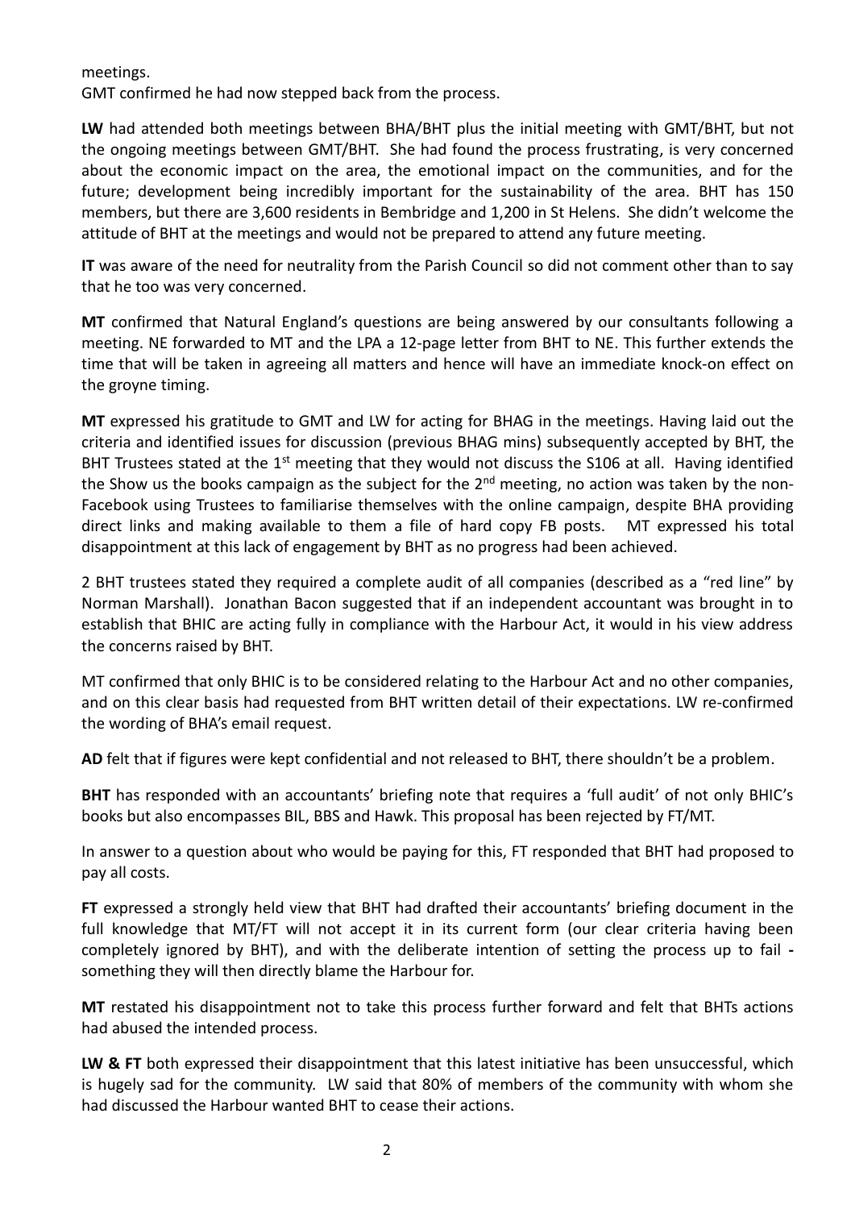meetings.
GMT confirmed he had now stepped back from the process.

**LW** had attended both meetings between BHA/BHT plus the initial meeting with GMT/BHT, but not the ongoing meetings between GMT/BHT. She had found the process frustrating, is very concerned about the economic impact on the area, the emotional impact on the communities, and for the future; development being incredibly important for the sustainability of the area. BHT has 150 members, but there are 3,600 residents in Bembridge and 1,200 in St Helens. She didn't welcome the attitude of BHT at the meetings and would not be prepared to attend any future meeting.

**IT** was aware of the need for neutrality from the Parish Council so did not comment other than to say that he too was very concerned.

**MT** confirmed that Natural England's questions are being answered by our consultants following a meeting. NE forwarded to MT and the LPA a 12-page letter from BHT to NE. This further extends the time that will be taken in agreeing all matters and hence will have an immediate knock-on effect on the groyne timing.

**MT** expressed his gratitude to GMT and LW for acting for BHAG in the meetings. Having laid out the criteria and identified issues for discussion (previous BHAG mins) subsequently accepted by BHT, the BHT Trustees stated at the 1st meeting that they would not discuss the S106 at all. Having identified the Show us the books campaign as the subject for the 2nd meeting, no action was taken by the non-Facebook using Trustees to familiarise themselves with the online campaign, despite BHA providing direct links and making available to them a file of hard copy FB posts. MT expressed his total disappointment at this lack of engagement by BHT as no progress had been achieved.

2 BHT trustees stated they required a complete audit of all companies (described as a "red line" by Norman Marshall). Jonathan Bacon suggested that if an independent accountant was brought in to establish that BHIC are acting fully in compliance with the Harbour Act, it would in his view address the concerns raised by BHT.

MT confirmed that only BHIC is to be considered relating to the Harbour Act and no other companies, and on this clear basis had requested from BHT written detail of their expectations. LW re-confirmed the wording of BHA's email request.

**AD** felt that if figures were kept confidential and not released to BHT, there shouldn't be a problem.

**BHT** has responded with an accountants' briefing note that requires a 'full audit' of not only BHIC's books but also encompasses BIL, BBS and Hawk. This proposal has been rejected by FT/MT.

In answer to a question about who would be paying for this, FT responded that BHT had proposed to pay all costs.

**FT** expressed a strongly held view that BHT had drafted their accountants' briefing document in the full knowledge that MT/FT will not accept it in its current form (our clear criteria having been completely ignored by BHT), and with the deliberate intention of setting the process up to fail **-** something they will then directly blame the Harbour for.

**MT** restated his disappointment not to take this process further forward and felt that BHTs actions had abused the intended process.

**LW & FT** both expressed their disappointment that this latest initiative has been unsuccessful, which is hugely sad for the community. LW said that 80% of members of the community with whom she had discussed the Harbour wanted BHT to cease their actions.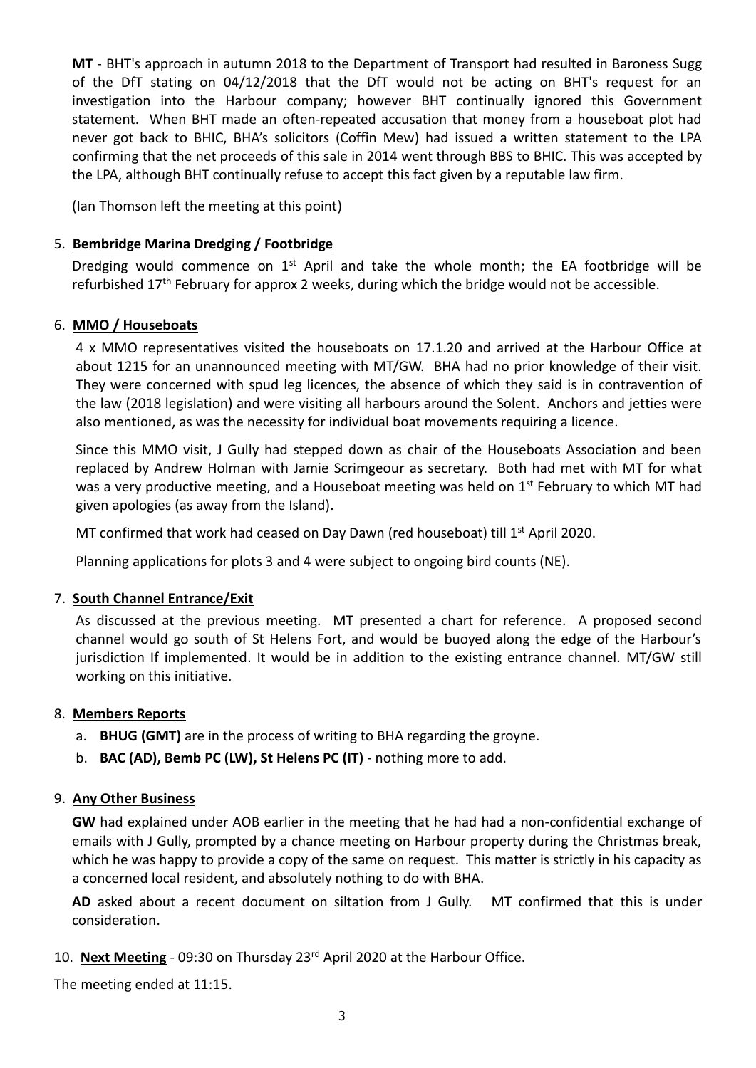**MT** - BHT's approach in autumn 2018 to the Department of Transport had resulted in Baroness Sugg of the DfT stating on 04/12/2018 that the DfT would not be acting on BHT's request for an investigation into the Harbour company; however BHT continually ignored this Government statement. When BHT made an often-repeated accusation that money from a houseboat plot had never got back to BHIC, BHA's solicitors (Coffin Mew) had issued a written statement to the LPA confirming that the net proceeds of this sale in 2014 went through BBS to BHIC. This was accepted by the LPA, although BHT continually refuse to accept this fact given by a reputable law firm.

(Ian Thomson left the meeting at this point)

5. **Bembridge Marina Dredging / Footbridge**

   Dredging would commence on 1st April and take the whole month; the EA footbridge will be refurbished 17th February for approx 2 weeks, during which the bridge would not be accessible.

6. **MMO / Houseboats**

   4 x MMO representatives visited the houseboats on 17.1.20 and arrived at the Harbour Office at about 1215 for an unannounced meeting with MT/GW. BHA had no prior knowledge of their visit. They were concerned with spud leg licences, the absence of which they said is in contravention of the law (2018 legislation) and were visiting all harbours around the Solent. Anchors and jetties were also mentioned, as was the necessity for individual boat movements requiring a licence.

   Since this MMO visit, J Gully had stepped down as chair of the Houseboats Association and been replaced by Andrew Holman with Jamie Scrimgeour as secretary. Both had met with MT for what was a very productive meeting, and a Houseboat meeting was held on 1st February to which MT had given apologies (as away from the Island).

   MT confirmed that work had ceased on Day Dawn (red houseboat) till 1st April 2020.

   Planning applications for plots 3 and 4 were subject to ongoing bird counts (NE).

7. **South Channel Entrance/Exit**

   As discussed at the previous meeting. MT presented a chart for reference. A proposed second channel would go south of St Helens Fort, and would be buoyed along the edge of the Harbour's jurisdiction If implemented. It would be in addition to the existing entrance channel. MT/GW still working on this initiative.

8. **Members Reports**

   a. **BHUG (GMT)** are in the process of writing to BHA regarding the groyne.

   b. **BAC (AD), Bemb PC (LW), St Helens PC (IT)** - nothing more to add.

9. **Any Other Business**

   **GW** had explained under AOB earlier in the meeting that he had had a non-confidential exchange of emails with J Gully, prompted by a chance meeting on Harbour property during the Christmas break, which he was happy to provide a copy of the same on request. This matter is strictly in his capacity as a concerned local resident, and absolutely nothing to do with BHA.

   **AD** asked about a recent document on siltation from J Gully. MT confirmed that this is under consideration.

10. **Next Meeting** - 09:30 on Thursday 23rd April 2020 at the Harbour Office.

The meeting ended at 11:15.